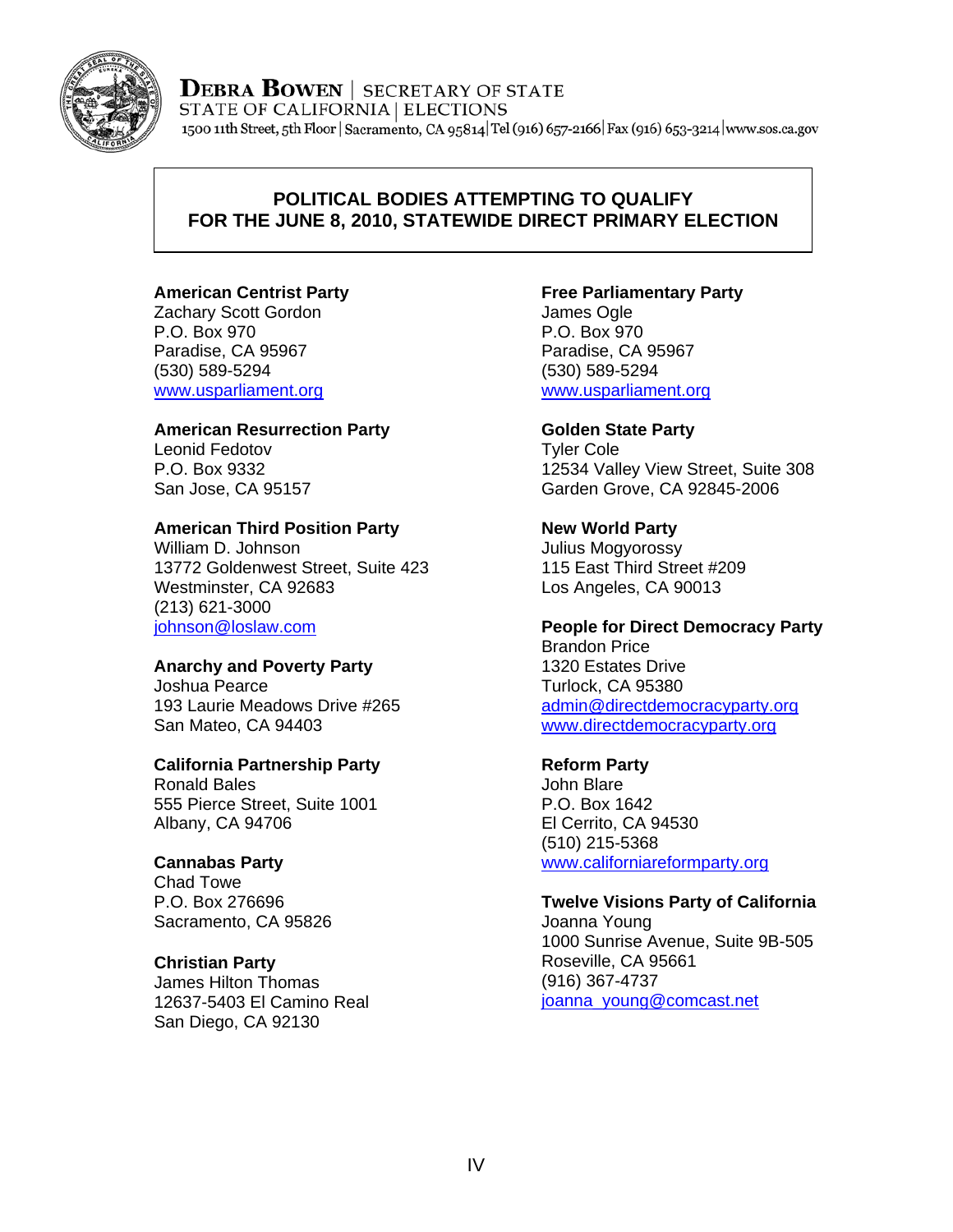**DEBRA BOWEN | SECRETARY OF STATE**
STATE OF CALIFORNIA | ELECTIONS
1500 11th Street, 5th Floor | Sacramento, CA 95814 | Tel (916) 657-2166 | Fax (916) 653-3214 | www.sos.ca.gov

# POLITICAL BODIES ATTEMPTING TO QUALIFY FOR THE JUNE 8, 2010, STATEWIDE DIRECT PRIMARY ELECTION

**American Centrist Party**
Zachary Scott Gordon
P.O. Box 970
Paradise, CA 95967
(530) 589-5294
www.usparliament.org

**American Resurrection Party**
Leonid Fedotov
P.O. Box 9332
San Jose, CA 95157

**American Third Position Party**
William D. Johnson
13772 Goldenwest Street, Suite 423
Westminster, CA 92683
(213) 621-3000
johnson@loslaw.com

**Anarchy and Poverty Party**
Joshua Pearce
193 Laurie Meadows Drive #265
San Mateo, CA 94403

**California Partnership Party**
Ronald Bales
555 Pierce Street, Suite 1001
Albany, CA 94706

**Cannabas Party**
Chad Towe
P.O. Box 276696
Sacramento, CA 95826

**Christian Party**
James Hilton Thomas
12637-5403 El Camino Real
San Diego, CA 92130

**Free Parliamentary Party**
James Ogle
P.O. Box 970
Paradise, CA 95967
(530) 589-5294
www.usparliament.org

**Golden State Party**
Tyler Cole
12534 Valley View Street, Suite 308
Garden Grove, CA 92845-2006

**New World Party**
Julius Mogyorossy
115 East Third Street #209
Los Angeles, CA 90013

**People for Direct Democracy Party**
Brandon Price
1320 Estates Drive
Turlock, CA 95380
admin@directdemocracyparty.org
www.directdemocracyparty.org

**Reform Party**
John Blare
P.O. Box 1642
El Cerrito, CA 94530
(510) 215-5368
www.californiareformparty.org

**Twelve Visions Party of California**
Joanna Young
1000 Sunrise Avenue, Suite 9B-505
Roseville, CA 95661
(916) 367-4737
joanna_young@comcast.net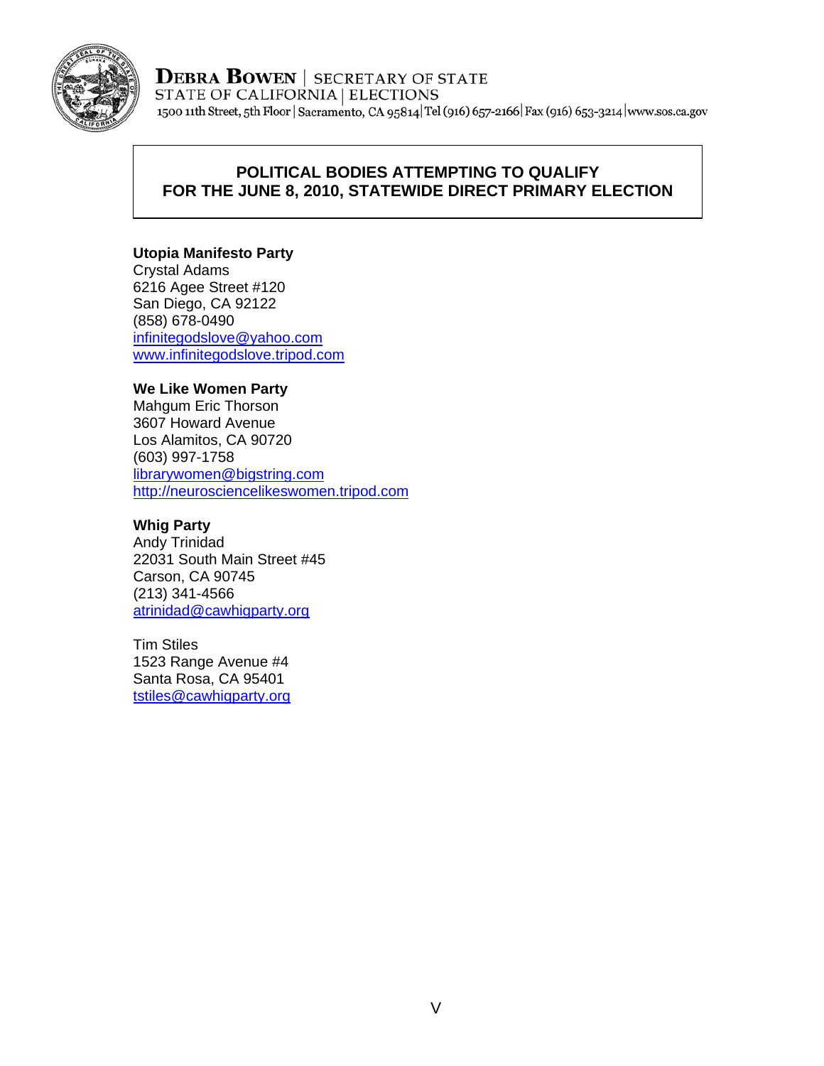**DEBRA BOWEN** | SECRETARY OF STATE
STATE OF CALIFORNIA | ELECTIONS
1500 11th Street, 5th Floor | Sacramento, CA 95814 | Tel (916) 657-2166 | Fax (916) 653-3214 | www.sos.ca.gov

# POLITICAL BODIES ATTEMPTING TO QUALIFY FOR THE JUNE 8, 2010, STATEWIDE DIRECT PRIMARY ELECTION

**Utopia Manifesto Party**
Crystal Adams
6216 Agee Street #120
San Diego, CA 92122
(858) 678-0490
infinitegodslove@yahoo.com
www.infinitegodslove.tripod.com

**We Like Women Party**
Mahgum Eric Thorson
3607 Howard Avenue
Los Alamitos, CA 90720
(603) 997-1758
librarywomen@bigstring.com
http://neurosciencelikeswomen.tripod.com

**Whig Party**
Andy Trinidad
22031 South Main Street #45
Carson, CA 90745
(213) 341-4566
atrinidad@cawhigparty.org

Tim Stiles
1523 Range Avenue #4
Santa Rosa, CA 95401
tstiles@cawhigparty.org